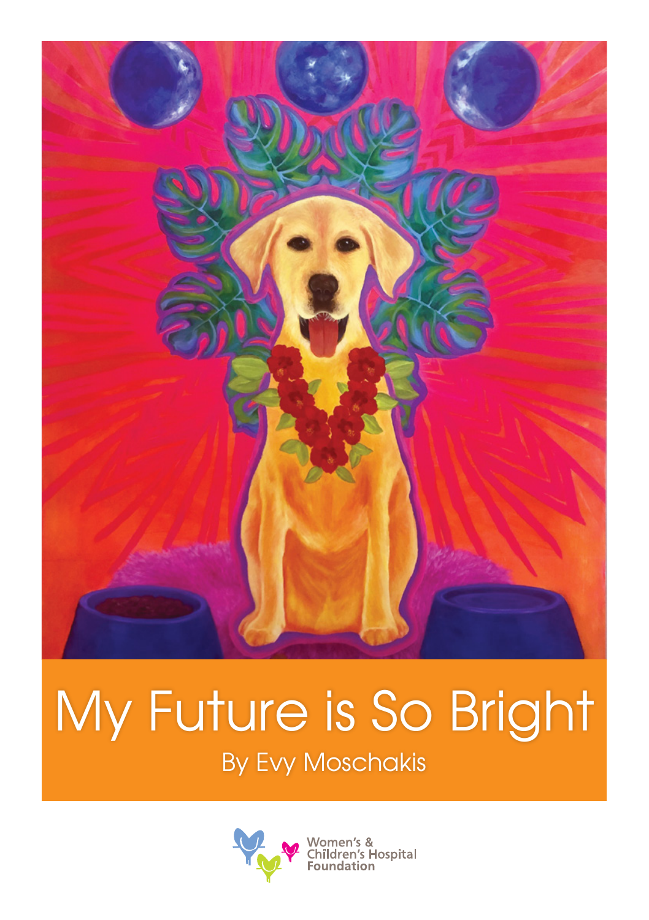# My Future is So Bright

By Evy Moschakis

Women's & Children's Hospital Foundation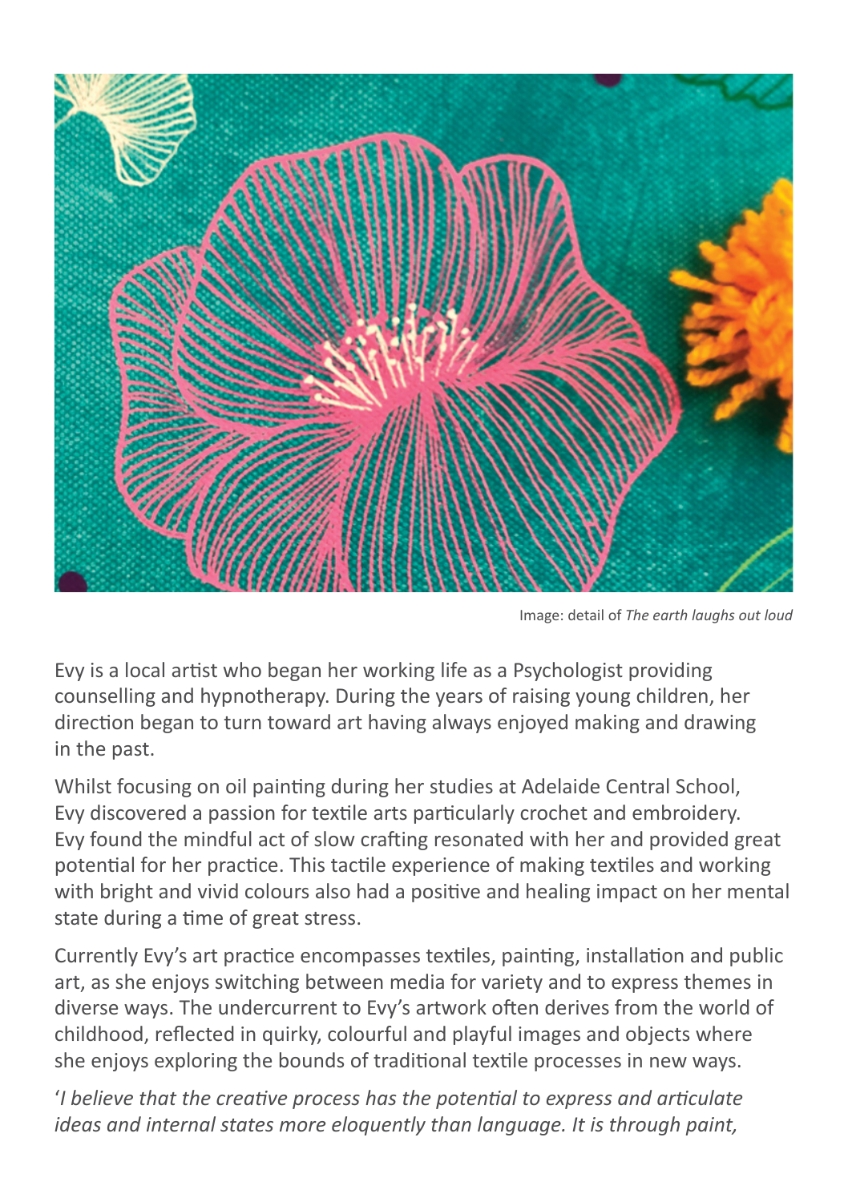Image: detail of *The earth laughs out loud*

Evy is a local artist who began her working life as a Psychologist providing counselling and hypnotherapy. During the years of raising young children, her direction began to turn toward art having always enjoyed making and drawing in the past.

Whilst focusing on oil painting during her studies at Adelaide Central School, Evy discovered a passion for textile arts particularly crochet and embroidery. Evy found the mindful act of slow crafting resonated with her and provided great potential for her practice. This tactile experience of making textiles and working with bright and vivid colours also had a positive and healing impact on her mental state during a time of great stress.

Currently Evy's art practice encompasses textiles, painting, installation and public art, as she enjoys switching between media for variety and to express themes in diverse ways. The undercurrent to Evy's artwork often derives from the world of childhood, reflected in quirky, colourful and playful images and objects where she enjoys exploring the bounds of traditional textile processes in new ways.

'*I believe that the creative process has the potential to express and articulate ideas and internal states more eloquently than language. It is through paint,*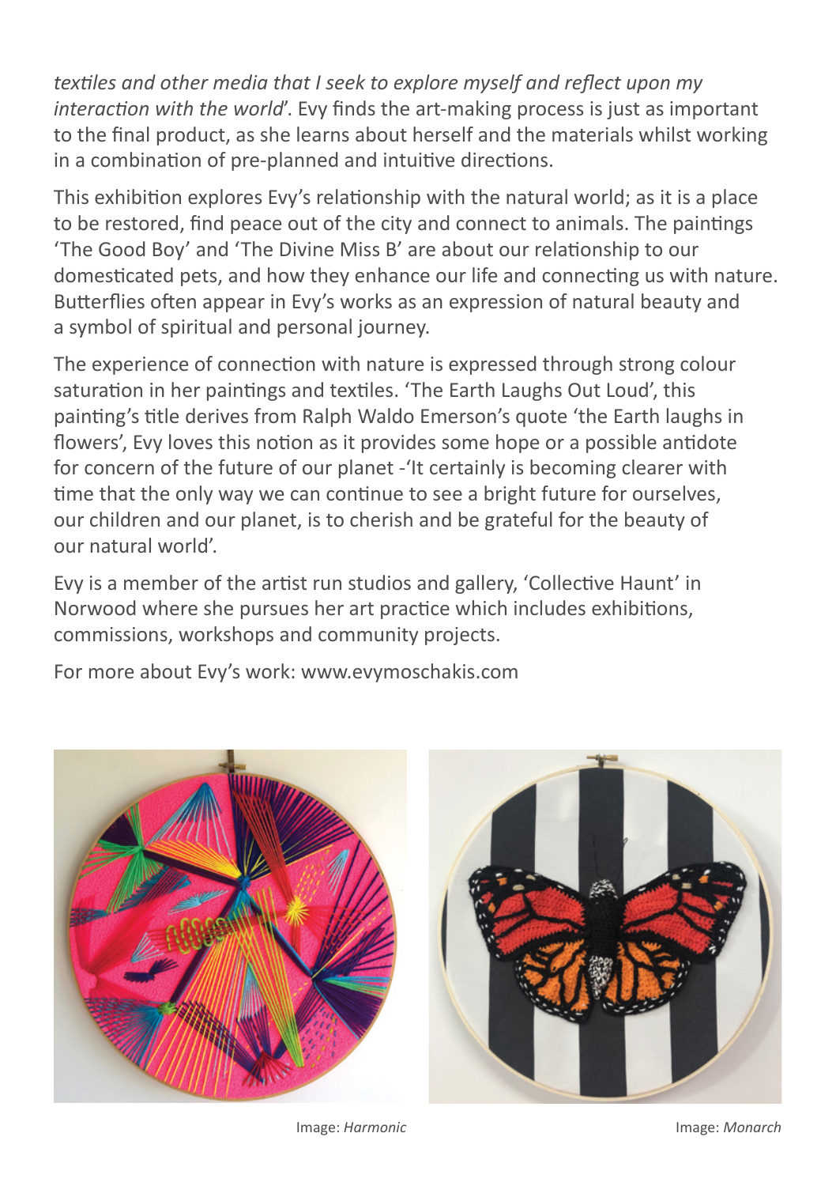*textiles and other media that I seek to explore myself and reflect upon my interaction with the world*'. Evy finds the art-making process is just as important to the final product, as she learns about herself and the materials whilst working in a combination of pre-planned and intuitive directions.

This exhibition explores Evy's relationship with the natural world; as it is a place to be restored, find peace out of the city and connect to animals. The paintings 'The Good Boy' and 'The Divine Miss B' are about our relationship to our domesticated pets, and how they enhance our life and connecting us with nature. Butterflies often appear in Evy's works as an expression of natural beauty and a symbol of spiritual and personal journey.

The experience of connection with nature is expressed through strong colour saturation in her paintings and textiles. 'The Earth Laughs Out Loud', this painting's title derives from Ralph Waldo Emerson's quote 'the Earth laughs in flowers', Evy loves this notion as it provides some hope or a possible antidote for concern of the future of our planet -'It certainly is becoming clearer with time that the only way we can continue to see a bright future for ourselves, our children and our planet, is to cherish and be grateful for the beauty of our natural world'.

Evy is a member of the artist run studios and gallery, 'Collective Haunt' in Norwood where she pursues her art practice which includes exhibitions, commissions, workshops and community projects.

For more about Evy's work: www.evymoschakis.com

Image: *Harmonic*

Image: *Monarch*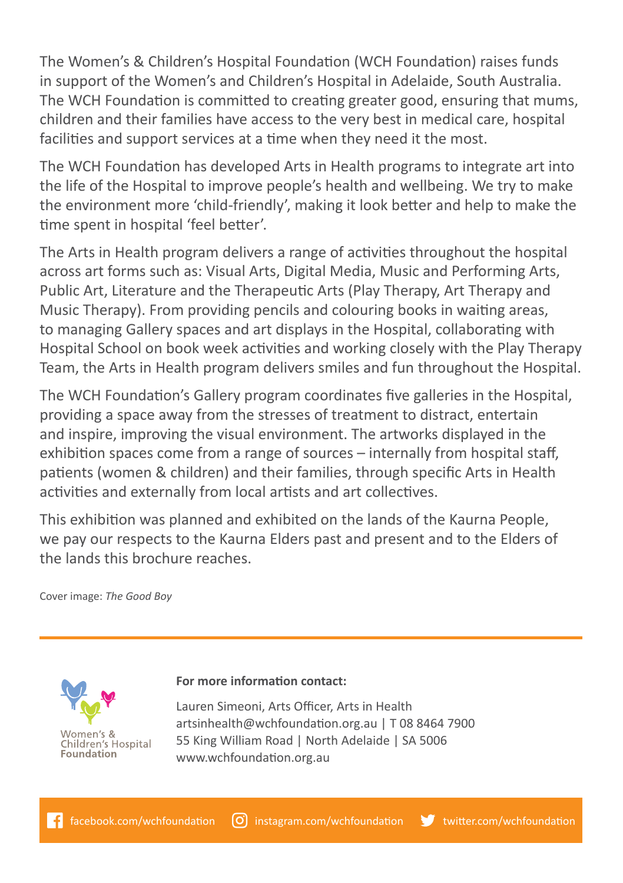The Women's & Children's Hospital Foundation (WCH Foundation) raises funds in support of the Women's and Children's Hospital in Adelaide, South Australia. The WCH Foundation is committed to creating greater good, ensuring that mums, children and their families have access to the very best in medical care, hospital facilities and support services at a time when they need it the most.

The WCH Foundation has developed Arts in Health programs to integrate art into the life of the Hospital to improve people's health and wellbeing. We try to make the environment more 'child-friendly', making it look better and help to make the time spent in hospital 'feel better'.

The Arts in Health program delivers a range of activities throughout the hospital across art forms such as: Visual Arts, Digital Media, Music and Performing Arts, Public Art, Literature and the Therapeutic Arts (Play Therapy, Art Therapy and Music Therapy). From providing pencils and colouring books in waiting areas, to managing Gallery spaces and art displays in the Hospital, collaborating with Hospital School on book week activities and working closely with the Play Therapy Team, the Arts in Health program delivers smiles and fun throughout the Hospital.

The WCH Foundation's Gallery program coordinates five galleries in the Hospital, providing a space away from the stresses of treatment to distract, entertain and inspire, improving the visual environment. The artworks displayed in the exhibition spaces come from a range of sources – internally from hospital staff, patients (women & children) and their families, through specific Arts in Health activities and externally from local artists and art collectives.

This exhibition was planned and exhibited on the lands of the Kaurna People, we pay our respects to the Kaurna Elders past and present and to the Elders of the lands this brochure reaches.

Cover image: *The Good Boy*

Women's & Children's Hospital Foundation

**For more information contact:**

Lauren Simeoni, Arts Officer, Arts in Health
artsinhealth@wchfoundation.org.au | T 08 8464 7900
55 King William Road | North Adelaide | SA 5006
www.wchfoundation.org.au

facebook.com/wchfoundation | instagram.com/wchfoundation | twitter.com/wchfoundation